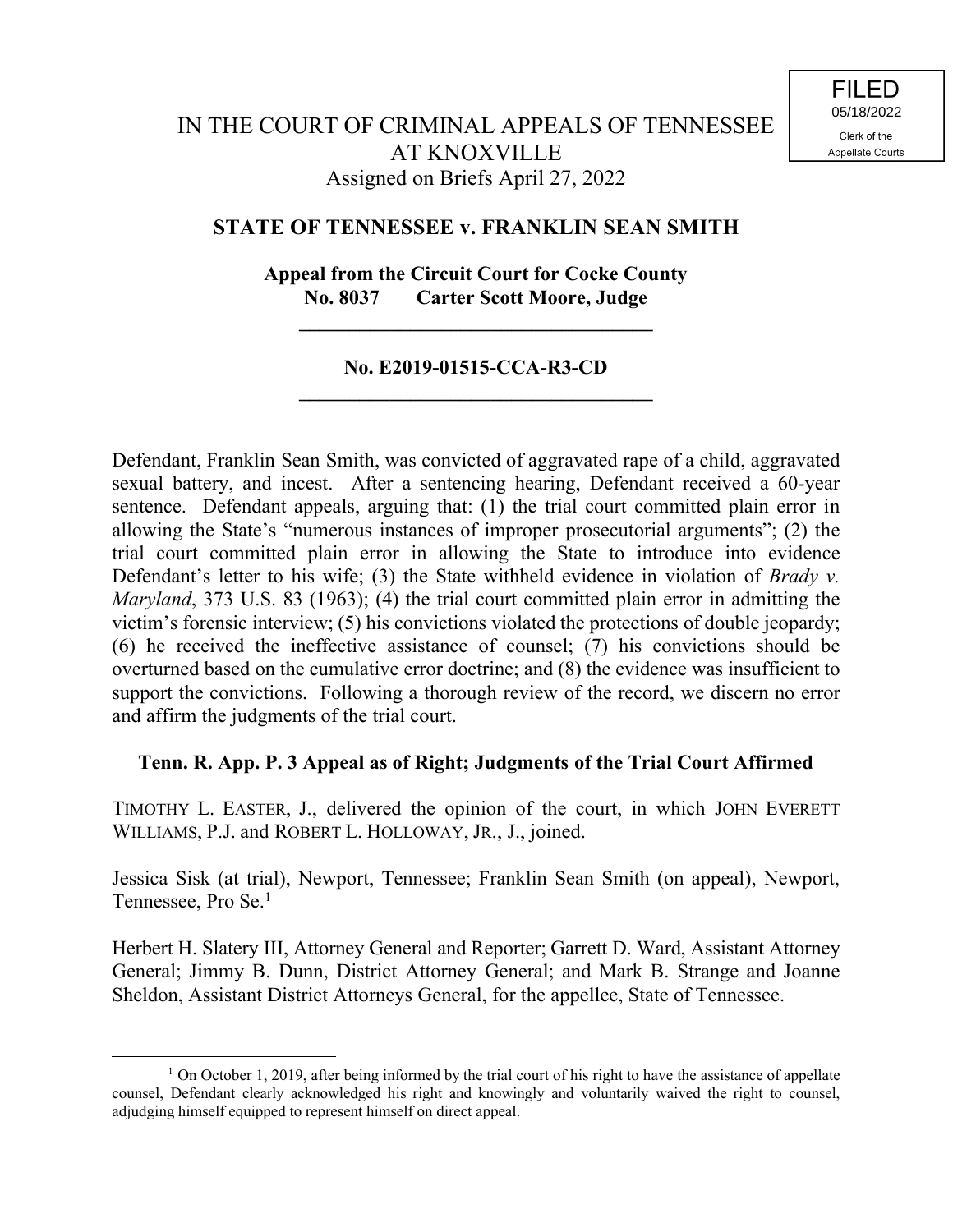FILED
05/18/2022
Clerk of the
Appellate Courts

IN THE COURT OF CRIMINAL APPEALS OF TENNESSEE
AT KNOXVILLE
Assigned on Briefs April 27, 2022

**STATE OF TENNESSEE v. FRANKLIN SEAN SMITH**

**Appeal from the Circuit Court for Cocke County**
**No. 8037 Carter Scott Moore, Judge**

---

**No. E2019-01515-CCA-R3-CD**

---

Defendant, Franklin Sean Smith, was convicted of aggravated rape of a child, aggravated sexual battery, and incest. After a sentencing hearing, Defendant received a 60-year sentence. Defendant appeals, arguing that: (1) the trial court committed plain error in allowing the State's "numerous instances of improper prosecutorial arguments"; (2) the trial court committed plain error in allowing the State to introduce into evidence Defendant's letter to his wife; (3) the State withheld evidence in violation of *Brady v. Maryland*, 373 U.S. 83 (1963); (4) the trial court committed plain error in admitting the victim's forensic interview; (5) his convictions violated the protections of double jeopardy; (6) he received the ineffective assistance of counsel; (7) his convictions should be overturned based on the cumulative error doctrine; and (8) the evidence was insufficient to support the convictions. Following a thorough review of the record, we discern no error and affirm the judgments of the trial court.

**Tenn. R. App. P. 3 Appeal as of Right; Judgments of the Trial Court Affirmed**

TIMOTHY L. EASTER, J., delivered the opinion of the court, in which JOHN EVERETT WILLIAMS, P.J. and ROBERT L. HOLLOWAY, JR., J., joined.

Jessica Sisk (at trial), Newport, Tennessee; Franklin Sean Smith (on appeal), Newport, Tennessee, Pro Se.[1]

Herbert H. Slatery III, Attorney General and Reporter; Garrett D. Ward, Assistant Attorney General; Jimmy B. Dunn, District Attorney General; and Mark B. Strange and Joanne Sheldon, Assistant District Attorneys General, for the appellee, State of Tennessee.

[1] On October 1, 2019, after being informed by the trial court of his right to have the assistance of appellate counsel, Defendant clearly acknowledged his right and knowingly and voluntarily waived the right to counsel, adjudging himself equipped to represent himself on direct appeal.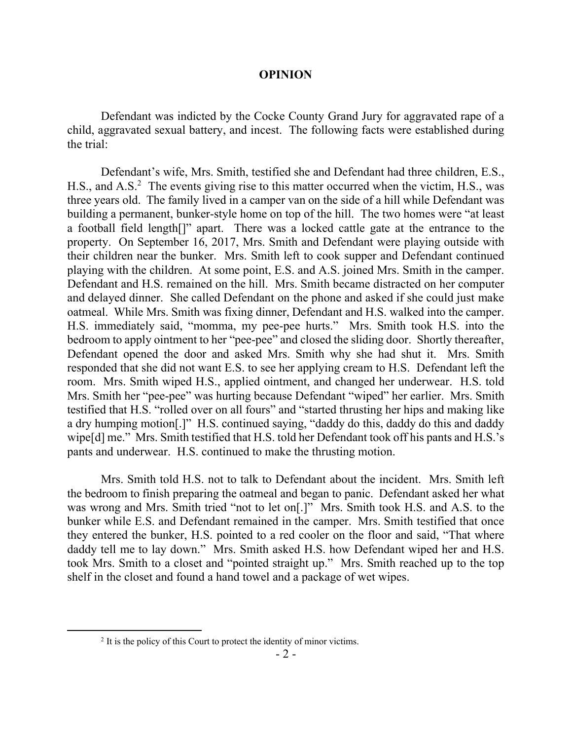## OPINION

Defendant was indicted by the Cocke County Grand Jury for aggravated rape of a child, aggravated sexual battery, and incest. The following facts were established during the trial:

Defendant's wife, Mrs. Smith, testified she and Defendant had three children, E.S., H.S., and A.S.[2] The events giving rise to this matter occurred when the victim, H.S., was three years old. The family lived in a camper van on the side of a hill while Defendant was building a permanent, bunker-style home on top of the hill. The two homes were "at least a football field length[]" apart. There was a locked cattle gate at the entrance to the property. On September 16, 2017, Mrs. Smith and Defendant were playing outside with their children near the bunker. Mrs. Smith left to cook supper and Defendant continued playing with the children. At some point, E.S. and A.S. joined Mrs. Smith in the camper. Defendant and H.S. remained on the hill. Mrs. Smith became distracted on her computer and delayed dinner. She called Defendant on the phone and asked if she could just make oatmeal. While Mrs. Smith was fixing dinner, Defendant and H.S. walked into the camper. H.S. immediately said, "momma, my pee-pee hurts." Mrs. Smith took H.S. into the bedroom to apply ointment to her "pee-pee" and closed the sliding door. Shortly thereafter, Defendant opened the door and asked Mrs. Smith why she had shut it. Mrs. Smith responded that she did not want E.S. to see her applying cream to H.S. Defendant left the room. Mrs. Smith wiped H.S., applied ointment, and changed her underwear. H.S. told Mrs. Smith her "pee-pee" was hurting because Defendant "wiped" her earlier. Mrs. Smith testified that H.S. "rolled over on all fours" and "started thrusting her hips and making like a dry humping motion[.]" H.S. continued saying, "daddy do this, daddy do this and daddy wipe[d] me." Mrs. Smith testified that H.S. told her Defendant took off his pants and H.S.'s pants and underwear. H.S. continued to make the thrusting motion.

Mrs. Smith told H.S. not to talk to Defendant about the incident. Mrs. Smith left the bedroom to finish preparing the oatmeal and began to panic. Defendant asked her what was wrong and Mrs. Smith tried "not to let on[.]" Mrs. Smith took H.S. and A.S. to the bunker while E.S. and Defendant remained in the camper. Mrs. Smith testified that once they entered the bunker, H.S. pointed to a red cooler on the floor and said, "That where daddy tell me to lay down." Mrs. Smith asked H.S. how Defendant wiped her and H.S. took Mrs. Smith to a closet and "pointed straight up." Mrs. Smith reached up to the top shelf in the closet and found a hand towel and a package of wet wipes.

---

[2] It is the policy of this Court to protect the identity of minor victims.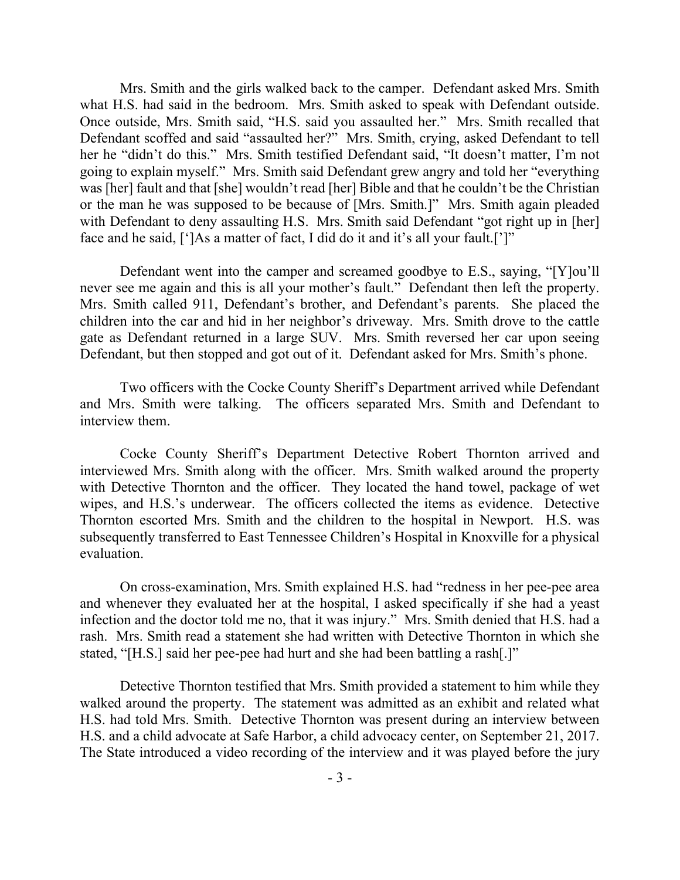Mrs. Smith and the girls walked back to the camper. Defendant asked Mrs. Smith what H.S. had said in the bedroom. Mrs. Smith asked to speak with Defendant outside. Once outside, Mrs. Smith said, "H.S. said you assaulted her." Mrs. Smith recalled that Defendant scoffed and said "assaulted her?" Mrs. Smith, crying, asked Defendant to tell her he "didn't do this." Mrs. Smith testified Defendant said, "It doesn't matter, I'm not going to explain myself." Mrs. Smith said Defendant grew angry and told her "everything was [her] fault and that [she] wouldn't read [her] Bible and that he couldn't be the Christian or the man he was supposed to be because of [Mrs. Smith.]" Mrs. Smith again pleaded with Defendant to deny assaulting H.S. Mrs. Smith said Defendant "got right up in [her] face and he said, [']As a matter of fact, I did do it and it's all your fault.[']"

Defendant went into the camper and screamed goodbye to E.S., saying, "[Y]ou'll never see me again and this is all your mother's fault." Defendant then left the property. Mrs. Smith called 911, Defendant's brother, and Defendant's parents. She placed the children into the car and hid in her neighbor's driveway. Mrs. Smith drove to the cattle gate as Defendant returned in a large SUV. Mrs. Smith reversed her car upon seeing Defendant, but then stopped and got out of it. Defendant asked for Mrs. Smith's phone.

Two officers with the Cocke County Sheriff's Department arrived while Defendant and Mrs. Smith were talking. The officers separated Mrs. Smith and Defendant to interview them.

Cocke County Sheriff's Department Detective Robert Thornton arrived and interviewed Mrs. Smith along with the officer. Mrs. Smith walked around the property with Detective Thornton and the officer. They located the hand towel, package of wet wipes, and H.S.'s underwear. The officers collected the items as evidence. Detective Thornton escorted Mrs. Smith and the children to the hospital in Newport. H.S. was subsequently transferred to East Tennessee Children's Hospital in Knoxville for a physical evaluation.

On cross-examination, Mrs. Smith explained H.S. had "redness in her pee-pee area and whenever they evaluated her at the hospital, I asked specifically if she had a yeast infection and the doctor told me no, that it was injury." Mrs. Smith denied that H.S. had a rash. Mrs. Smith read a statement she had written with Detective Thornton in which she stated, "[H.S.] said her pee-pee had hurt and she had been battling a rash[.]"

Detective Thornton testified that Mrs. Smith provided a statement to him while they walked around the property. The statement was admitted as an exhibit and related what H.S. had told Mrs. Smith. Detective Thornton was present during an interview between H.S. and a child advocate at Safe Harbor, a child advocacy center, on September 21, 2017. The State introduced a video recording of the interview and it was played before the jury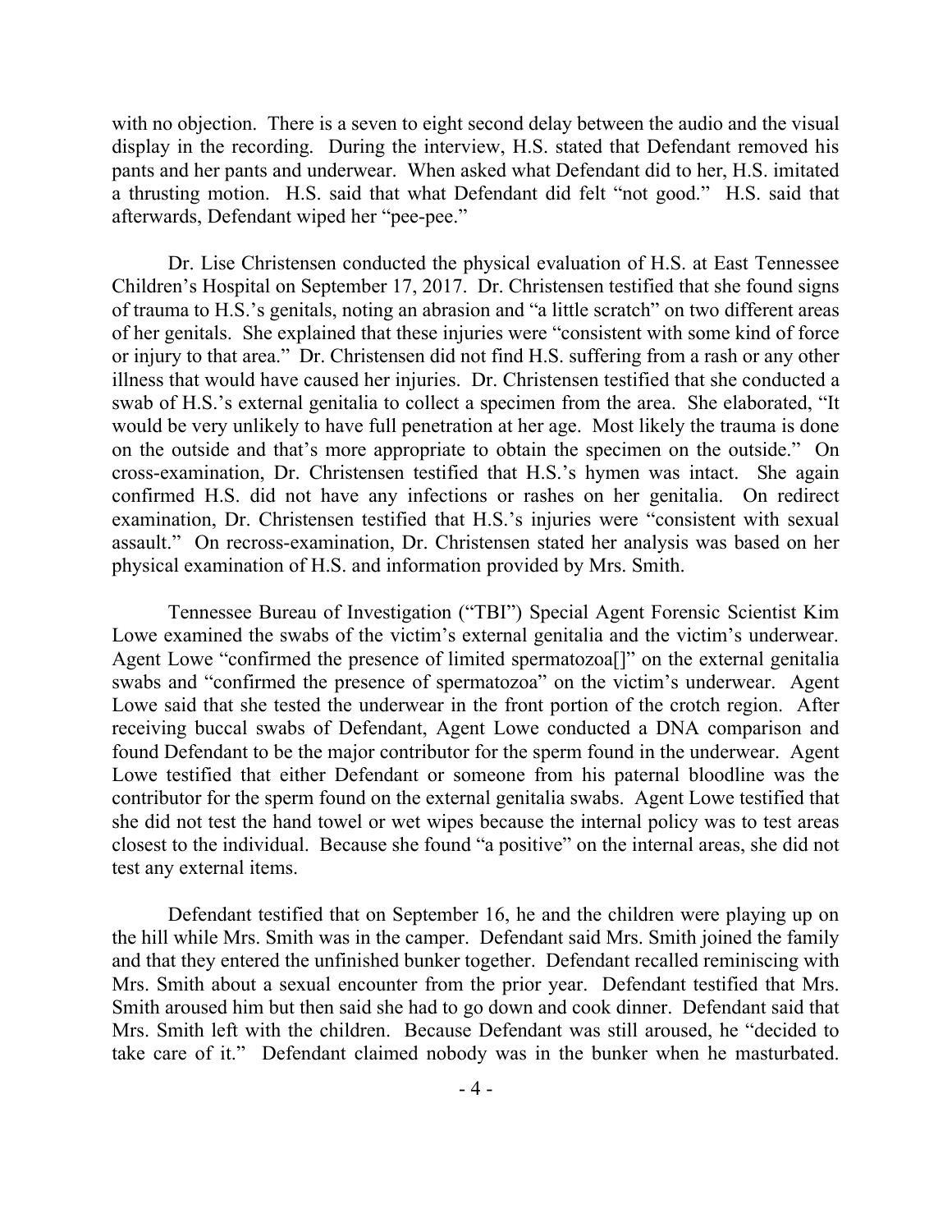with no objection. There is a seven to eight second delay between the audio and the visual display in the recording. During the interview, H.S. stated that Defendant removed his pants and her pants and underwear. When asked what Defendant did to her, H.S. imitated a thrusting motion. H.S. said that what Defendant did felt "not good." H.S. said that afterwards, Defendant wiped her "pee-pee."

Dr. Lise Christensen conducted the physical evaluation of H.S. at East Tennessee Children's Hospital on September 17, 2017. Dr. Christensen testified that she found signs of trauma to H.S.'s genitals, noting an abrasion and "a little scratch" on two different areas of her genitals. She explained that these injuries were "consistent with some kind of force or injury to that area." Dr. Christensen did not find H.S. suffering from a rash or any other illness that would have caused her injuries. Dr. Christensen testified that she conducted a swab of H.S.'s external genitalia to collect a specimen from the area. She elaborated, "It would be very unlikely to have full penetration at her age. Most likely the trauma is done on the outside and that's more appropriate to obtain the specimen on the outside." On cross-examination, Dr. Christensen testified that H.S.'s hymen was intact. She again confirmed H.S. did not have any infections or rashes on her genitalia. On redirect examination, Dr. Christensen testified that H.S.'s injuries were "consistent with sexual assault." On recross-examination, Dr. Christensen stated her analysis was based on her physical examination of H.S. and information provided by Mrs. Smith.

Tennessee Bureau of Investigation ("TBI") Special Agent Forensic Scientist Kim Lowe examined the swabs of the victim's external genitalia and the victim's underwear. Agent Lowe "confirmed the presence of limited spermatozoa[]" on the external genitalia swabs and "confirmed the presence of spermatozoa" on the victim's underwear. Agent Lowe said that she tested the underwear in the front portion of the crotch region. After receiving buccal swabs of Defendant, Agent Lowe conducted a DNA comparison and found Defendant to be the major contributor for the sperm found in the underwear. Agent Lowe testified that either Defendant or someone from his paternal bloodline was the contributor for the sperm found on the external genitalia swabs. Agent Lowe testified that she did not test the hand towel or wet wipes because the internal policy was to test areas closest to the individual. Because she found "a positive" on the internal areas, she did not test any external items.

Defendant testified that on September 16, he and the children were playing up on the hill while Mrs. Smith was in the camper. Defendant said Mrs. Smith joined the family and that they entered the unfinished bunker together. Defendant recalled reminiscing with Mrs. Smith about a sexual encounter from the prior year. Defendant testified that Mrs. Smith aroused him but then said she had to go down and cook dinner. Defendant said that Mrs. Smith left with the children. Because Defendant was still aroused, he "decided to take care of it." Defendant claimed nobody was in the bunker when he masturbated.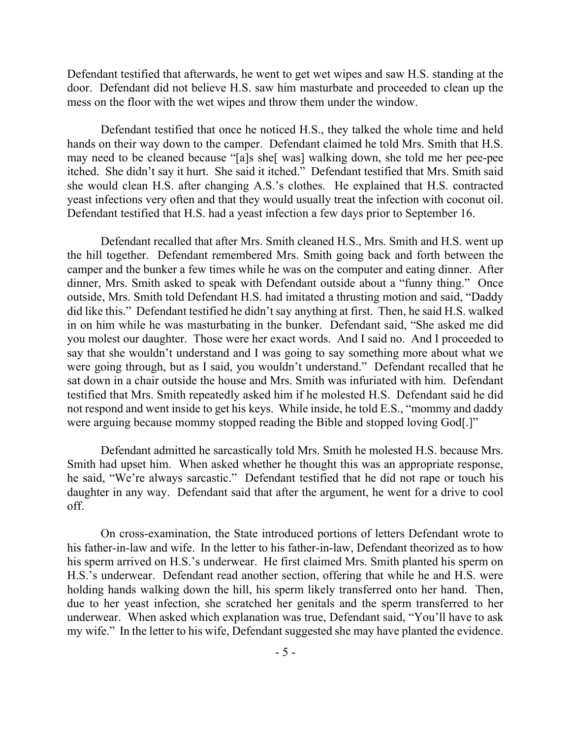Defendant testified that afterwards, he went to get wet wipes and saw H.S. standing at the door. Defendant did not believe H.S. saw him masturbate and proceeded to clean up the mess on the floor with the wet wipes and throw them under the window.

Defendant testified that once he noticed H.S., they talked the whole time and held hands on their way down to the camper. Defendant claimed he told Mrs. Smith that H.S. may need to be cleaned because "[a]s she[ was] walking down, she told me her pee-pee itched. She didn't say it hurt. She said it itched." Defendant testified that Mrs. Smith said she would clean H.S. after changing A.S.'s clothes. He explained that H.S. contracted yeast infections very often and that they would usually treat the infection with coconut oil. Defendant testified that H.S. had a yeast infection a few days prior to September 16.

Defendant recalled that after Mrs. Smith cleaned H.S., Mrs. Smith and H.S. went up the hill together. Defendant remembered Mrs. Smith going back and forth between the camper and the bunker a few times while he was on the computer and eating dinner. After dinner, Mrs. Smith asked to speak with Defendant outside about a "funny thing." Once outside, Mrs. Smith told Defendant H.S. had imitated a thrusting motion and said, "Daddy did like this." Defendant testified he didn't say anything at first. Then, he said H.S. walked in on him while he was masturbating in the bunker. Defendant said, "She asked me did you molest our daughter. Those were her exact words. And I said no. And I proceeded to say that she wouldn't understand and I was going to say something more about what we were going through, but as I said, you wouldn't understand." Defendant recalled that he sat down in a chair outside the house and Mrs. Smith was infuriated with him. Defendant testified that Mrs. Smith repeatedly asked him if he molested H.S. Defendant said he did not respond and went inside to get his keys. While inside, he told E.S., "mommy and daddy were arguing because mommy stopped reading the Bible and stopped loving God[.]"

Defendant admitted he sarcastically told Mrs. Smith he molested H.S. because Mrs. Smith had upset him. When asked whether he thought this was an appropriate response, he said, "We're always sarcastic." Defendant testified that he did not rape or touch his daughter in any way. Defendant said that after the argument, he went for a drive to cool off.

On cross-examination, the State introduced portions of letters Defendant wrote to his father-in-law and wife. In the letter to his father-in-law, Defendant theorized as to how his sperm arrived on H.S.'s underwear. He first claimed Mrs. Smith planted his sperm on H.S.'s underwear. Defendant read another section, offering that while he and H.S. were holding hands walking down the hill, his sperm likely transferred onto her hand. Then, due to her yeast infection, she scratched her genitals and the sperm transferred to her underwear. When asked which explanation was true, Defendant said, "You'll have to ask my wife." In the letter to his wife, Defendant suggested she may have planted the evidence.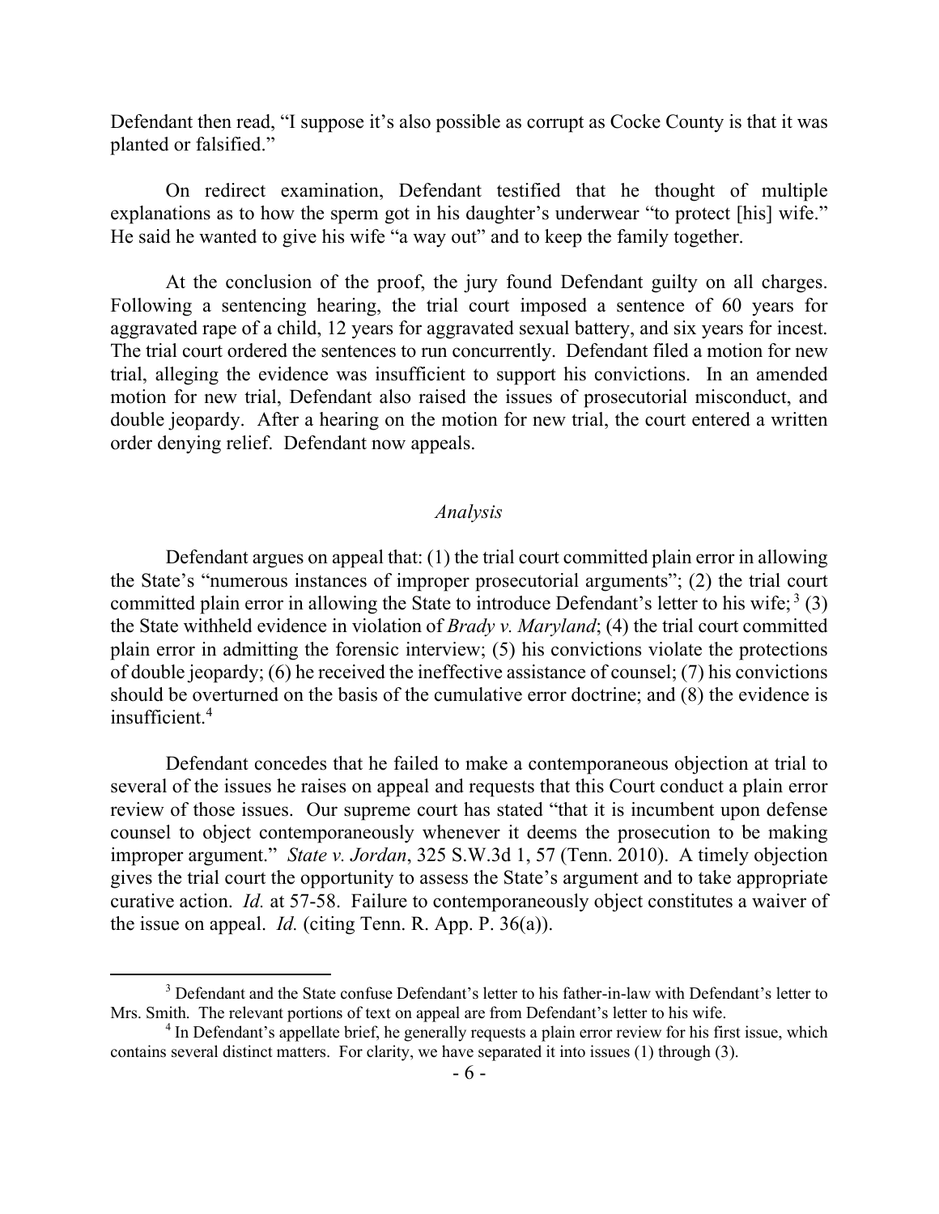Defendant then read, "I suppose it's also possible as corrupt as Cocke County is that it was planted or falsified."

On redirect examination, Defendant testified that he thought of multiple explanations as to how the sperm got in his daughter's underwear "to protect [his] wife." He said he wanted to give his wife "a way out" and to keep the family together.

At the conclusion of the proof, the jury found Defendant guilty on all charges. Following a sentencing hearing, the trial court imposed a sentence of 60 years for aggravated rape of a child, 12 years for aggravated sexual battery, and six years for incest. The trial court ordered the sentences to run concurrently. Defendant filed a motion for new trial, alleging the evidence was insufficient to support his convictions. In an amended motion for new trial, Defendant also raised the issues of prosecutorial misconduct, and double jeopardy. After a hearing on the motion for new trial, the court entered a written order denying relief. Defendant now appeals.

## *Analysis*

Defendant argues on appeal that: (1) the trial court committed plain error in allowing the State's "numerous instances of improper prosecutorial arguments"; (2) the trial court committed plain error in allowing the State to introduce Defendant's letter to his wife;[3] (3) the State withheld evidence in violation of *Brady v. Maryland*; (4) the trial court committed plain error in admitting the forensic interview; (5) his convictions violate the protections of double jeopardy; (6) he received the ineffective assistance of counsel; (7) his convictions should be overturned on the basis of the cumulative error doctrine; and (8) the evidence is insufficient.[4]

Defendant concedes that he failed to make a contemporaneous objection at trial to several of the issues he raises on appeal and requests that this Court conduct a plain error review of those issues. Our supreme court has stated "that it is incumbent upon defense counsel to object contemporaneously whenever it deems the prosecution to be making improper argument." *State v. Jordan*, 325 S.W.3d 1, 57 (Tenn. 2010). A timely objection gives the trial court the opportunity to assess the State's argument and to take appropriate curative action. *Id.* at 57-58. Failure to contemporaneously object constitutes a waiver of the issue on appeal. *Id.* (citing Tenn. R. App. P. 36(a)).

---

[3] Defendant and the State confuse Defendant's letter to his father-in-law with Defendant's letter to Mrs. Smith. The relevant portions of text on appeal are from Defendant's letter to his wife.

[4] In Defendant's appellate brief, he generally requests a plain error review for his first issue, which contains several distinct matters. For clarity, we have separated it into issues (1) through (3).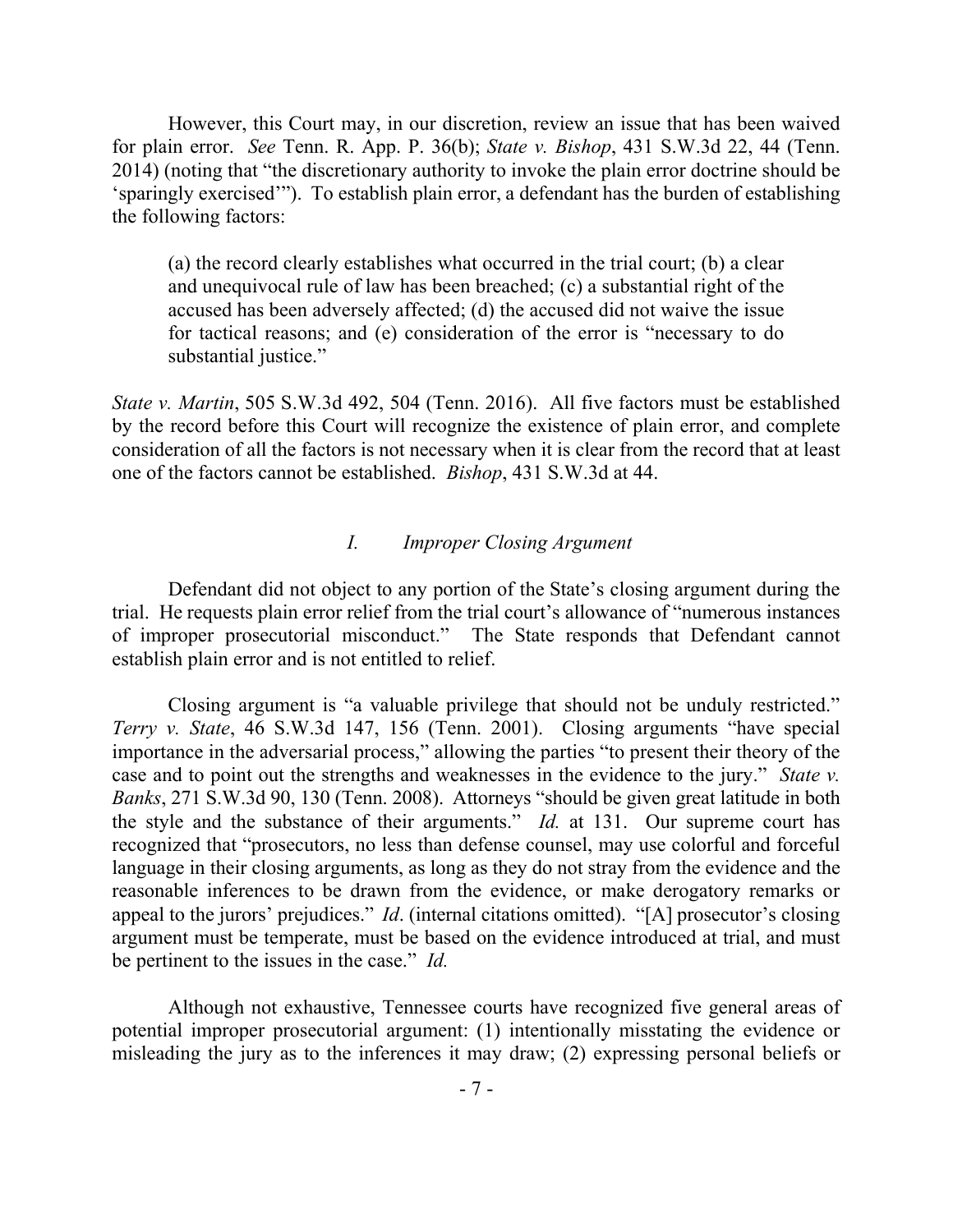However, this Court may, in our discretion, review an issue that has been waived for plain error. *See* Tenn. R. App. P. 36(b); *State v. Bishop*, 431 S.W.3d 22, 44 (Tenn. 2014) (noting that "the discretionary authority to invoke the plain error doctrine should be 'sparingly exercised'"). To establish plain error, a defendant has the burden of establishing the following factors:

> (a) the record clearly establishes what occurred in the trial court; (b) a clear and unequivocal rule of law has been breached; (c) a substantial right of the accused has been adversely affected; (d) the accused did not waive the issue for tactical reasons; and (e) consideration of the error is "necessary to do substantial justice."

*State v. Martin*, 505 S.W.3d 492, 504 (Tenn. 2016). All five factors must be established by the record before this Court will recognize the existence of plain error, and complete consideration of all the factors is not necessary when it is clear from the record that at least one of the factors cannot be established. *Bishop*, 431 S.W.3d at 44.

### *I. Improper Closing Argument*

Defendant did not object to any portion of the State's closing argument during the trial. He requests plain error relief from the trial court's allowance of "numerous instances of improper prosecutorial misconduct." The State responds that Defendant cannot establish plain error and is not entitled to relief.

Closing argument is "a valuable privilege that should not be unduly restricted." *Terry v. State*, 46 S.W.3d 147, 156 (Tenn. 2001). Closing arguments "have special importance in the adversarial process," allowing the parties "to present their theory of the case and to point out the strengths and weaknesses in the evidence to the jury." *State v. Banks*, 271 S.W.3d 90, 130 (Tenn. 2008). Attorneys "should be given great latitude in both the style and the substance of their arguments." *Id.* at 131. Our supreme court has recognized that "prosecutors, no less than defense counsel, may use colorful and forceful language in their closing arguments, as long as they do not stray from the evidence and the reasonable inferences to be drawn from the evidence, or make derogatory remarks or appeal to the jurors' prejudices." *Id*. (internal citations omitted). "[A] prosecutor's closing argument must be temperate, must be based on the evidence introduced at trial, and must be pertinent to the issues in the case." *Id.*

Although not exhaustive, Tennessee courts have recognized five general areas of potential improper prosecutorial argument: (1) intentionally misstating the evidence or misleading the jury as to the inferences it may draw; (2) expressing personal beliefs or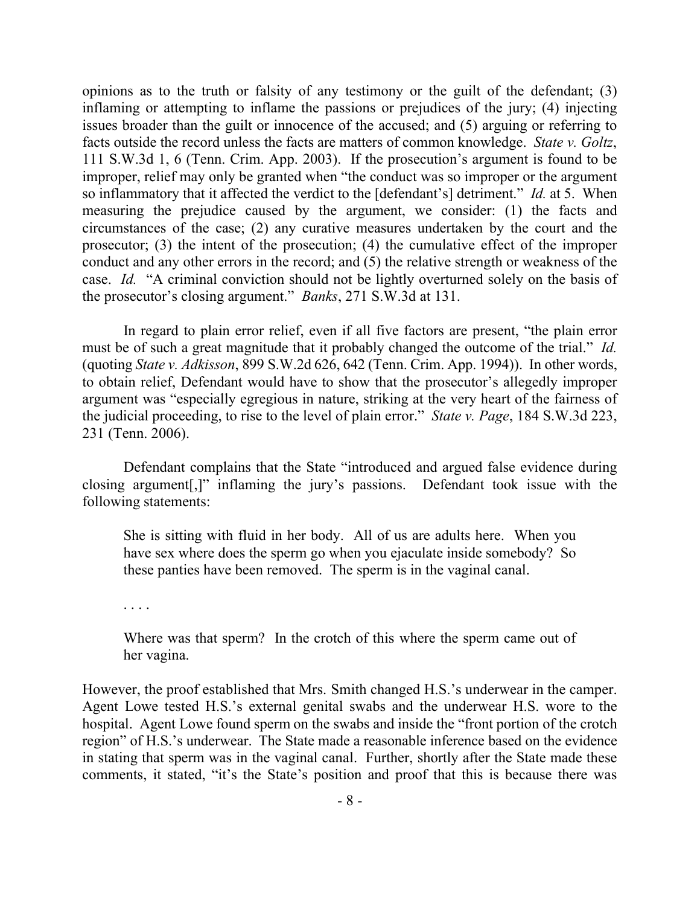opinions as to the truth or falsity of any testimony or the guilt of the defendant; (3) inflaming or attempting to inflame the passions or prejudices of the jury; (4) injecting issues broader than the guilt or innocence of the accused; and (5) arguing or referring to facts outside the record unless the facts are matters of common knowledge. *State v. Goltz*, 111 S.W.3d 1, 6 (Tenn. Crim. App. 2003). If the prosecution's argument is found to be improper, relief may only be granted when "the conduct was so improper or the argument so inflammatory that it affected the verdict to the [defendant's] detriment." *Id.* at 5. When measuring the prejudice caused by the argument, we consider: (1) the facts and circumstances of the case; (2) any curative measures undertaken by the court and the prosecutor; (3) the intent of the prosecution; (4) the cumulative effect of the improper conduct and any other errors in the record; and (5) the relative strength or weakness of the case. *Id.* "A criminal conviction should not be lightly overturned solely on the basis of the prosecutor's closing argument." *Banks*, 271 S.W.3d at 131.

In regard to plain error relief, even if all five factors are present, "the plain error must be of such a great magnitude that it probably changed the outcome of the trial." *Id.* (quoting *State v. Adkisson*, 899 S.W.2d 626, 642 (Tenn. Crim. App. 1994)). In other words, to obtain relief, Defendant would have to show that the prosecutor's allegedly improper argument was "especially egregious in nature, striking at the very heart of the fairness of the judicial proceeding, to rise to the level of plain error." *State v. Page*, 184 S.W.3d 223, 231 (Tenn. 2006).

Defendant complains that the State "introduced and argued false evidence during closing argument[,]" inflaming the jury's passions. Defendant took issue with the following statements:

> She is sitting with fluid in her body. All of us are adults here. When you have sex where does the sperm go when you ejaculate inside somebody? So these panties have been removed. The sperm is in the vaginal canal.
>
> . . . .
>
> Where was that sperm? In the crotch of this where the sperm came out of her vagina.

However, the proof established that Mrs. Smith changed H.S.'s underwear in the camper. Agent Lowe tested H.S.'s external genital swabs and the underwear H.S. wore to the hospital. Agent Lowe found sperm on the swabs and inside the "front portion of the crotch region" of H.S.'s underwear. The State made a reasonable inference based on the evidence in stating that sperm was in the vaginal canal. Further, shortly after the State made these comments, it stated, "it's the State's position and proof that this is because there was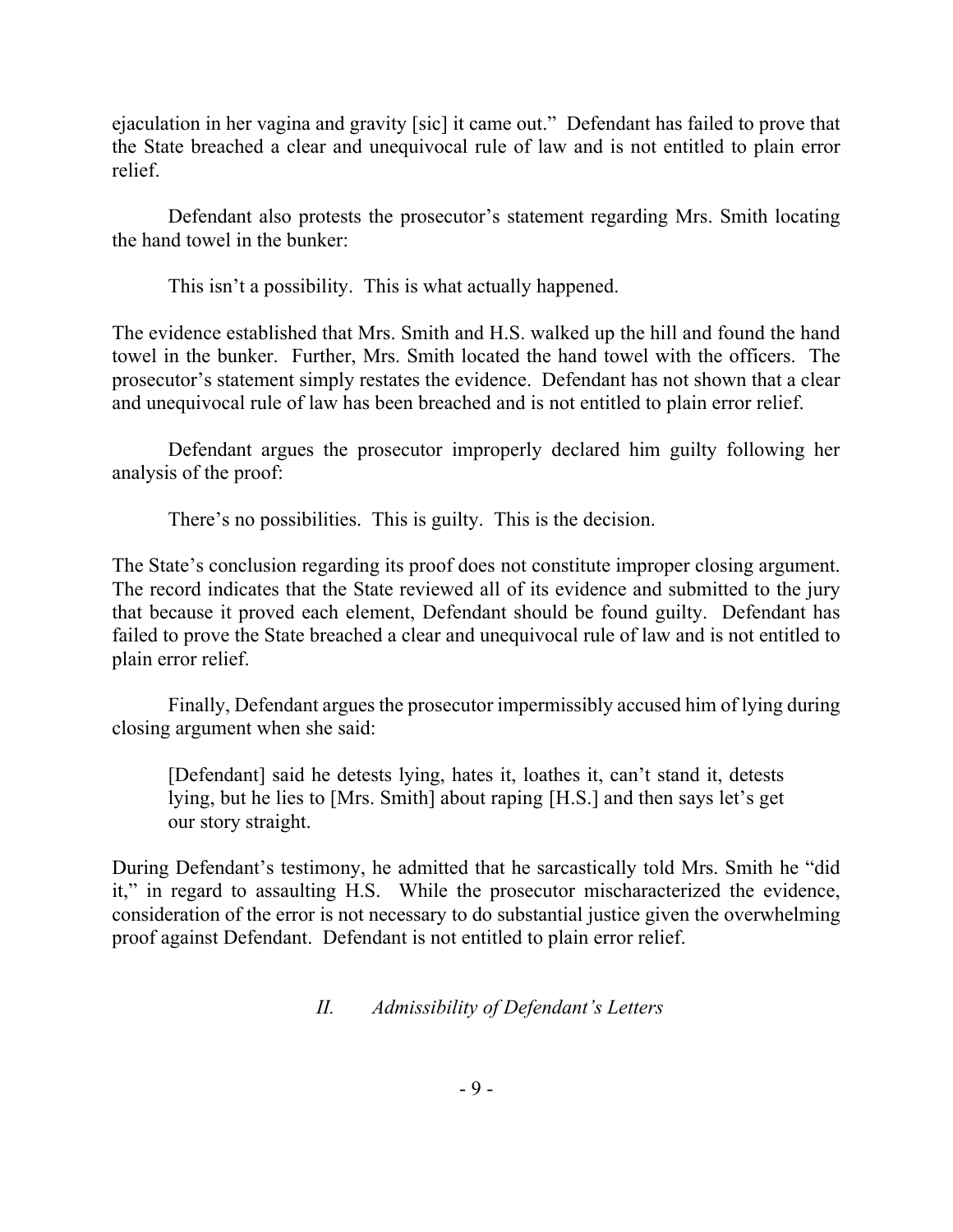ejaculation in her vagina and gravity [sic] it came out." Defendant has failed to prove that the State breached a clear and unequivocal rule of law and is not entitled to plain error relief.

Defendant also protests the prosecutor's statement regarding Mrs. Smith locating the hand towel in the bunker:

> This isn't a possibility. This is what actually happened.

The evidence established that Mrs. Smith and H.S. walked up the hill and found the hand towel in the bunker. Further, Mrs. Smith located the hand towel with the officers. The prosecutor's statement simply restates the evidence. Defendant has not shown that a clear and unequivocal rule of law has been breached and is not entitled to plain error relief.

Defendant argues the prosecutor improperly declared him guilty following her analysis of the proof:

> There's no possibilities. This is guilty. This is the decision.

The State's conclusion regarding its proof does not constitute improper closing argument. The record indicates that the State reviewed all of its evidence and submitted to the jury that because it proved each element, Defendant should be found guilty. Defendant has failed to prove the State breached a clear and unequivocal rule of law and is not entitled to plain error relief.

Finally, Defendant argues the prosecutor impermissibly accused him of lying during closing argument when she said:

> [Defendant] said he detests lying, hates it, loathes it, can't stand it, detests lying, but he lies to [Mrs. Smith] about raping [H.S.] and then says let's get our story straight.

During Defendant's testimony, he admitted that he sarcastically told Mrs. Smith he "did it," in regard to assaulting H.S. While the prosecutor mischaracterized the evidence, consideration of the error is not necessary to do substantial justice given the overwhelming proof against Defendant. Defendant is not entitled to plain error relief.

## *II. Admissibility of Defendant's Letters*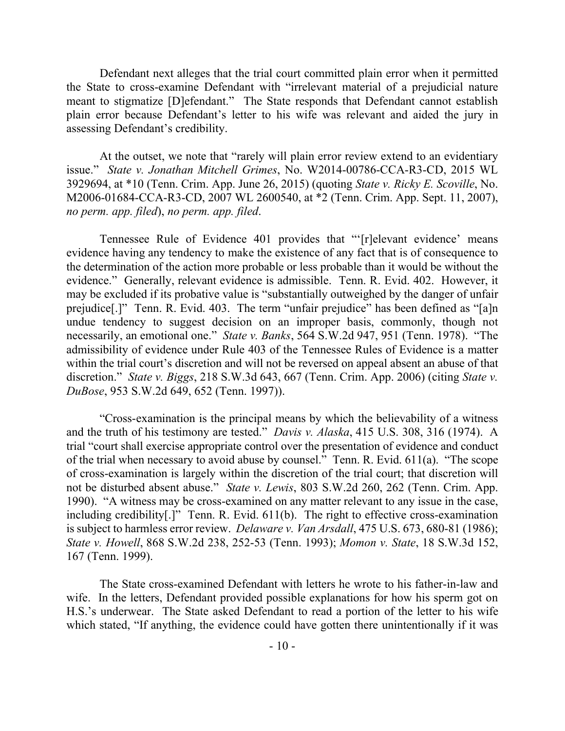Defendant next alleges that the trial court committed plain error when it permitted the State to cross-examine Defendant with "irrelevant material of a prejudicial nature meant to stigmatize [D]efendant." The State responds that Defendant cannot establish plain error because Defendant's letter to his wife was relevant and aided the jury in assessing Defendant's credibility.

At the outset, we note that "rarely will plain error review extend to an evidentiary issue." *State v. Jonathan Mitchell Grimes*, No. W2014-00786-CCA-R3-CD, 2015 WL 3929694, at *10 (Tenn. Crim. App. June 26, 2015) (quoting *State v. Ricky E. Scoville*, No. M2006-01684-CCA-R3-CD, 2007 WL 2600540, at *2 (Tenn. Crim. App. Sept. 11, 2007), *no perm. app. filed*), *no perm. app. filed*.

Tennessee Rule of Evidence 401 provides that "'[r]elevant evidence' means evidence having any tendency to make the existence of any fact that is of consequence to the determination of the action more probable or less probable than it would be without the evidence." Generally, relevant evidence is admissible. Tenn. R. Evid. 402. However, it may be excluded if its probative value is "substantially outweighed by the danger of unfair prejudice[.]" Tenn. R. Evid. 403. The term "unfair prejudice" has been defined as "[a]n undue tendency to suggest decision on an improper basis, commonly, though not necessarily, an emotional one." *State v. Banks*, 564 S.W.2d 947, 951 (Tenn. 1978). "The admissibility of evidence under Rule 403 of the Tennessee Rules of Evidence is a matter within the trial court's discretion and will not be reversed on appeal absent an abuse of that discretion." *State v. Biggs*, 218 S.W.3d 643, 667 (Tenn. Crim. App. 2006) (citing *State v. DuBose*, 953 S.W.2d 649, 652 (Tenn. 1997)).

"Cross-examination is the principal means by which the believability of a witness and the truth of his testimony are tested." *Davis v. Alaska*, 415 U.S. 308, 316 (1974). A trial "court shall exercise appropriate control over the presentation of evidence and conduct of the trial when necessary to avoid abuse by counsel." Tenn. R. Evid. 611(a). "The scope of cross-examination is largely within the discretion of the trial court; that discretion will not be disturbed absent abuse." *State v. Lewis*, 803 S.W.2d 260, 262 (Tenn. Crim. App. 1990). "A witness may be cross-examined on any matter relevant to any issue in the case, including credibility[.]" Tenn. R. Evid. 611(b). The right to effective cross-examination is subject to harmless error review. *Delaware v. Van Arsdall*, 475 U.S. 673, 680-81 (1986); *State v. Howell*, 868 S.W.2d 238, 252-53 (Tenn. 1993); *Momon v. State*, 18 S.W.3d 152, 167 (Tenn. 1999).

The State cross-examined Defendant with letters he wrote to his father-in-law and wife. In the letters, Defendant provided possible explanations for how his sperm got on H.S.'s underwear. The State asked Defendant to read a portion of the letter to his wife which stated, "If anything, the evidence could have gotten there unintentionally if it was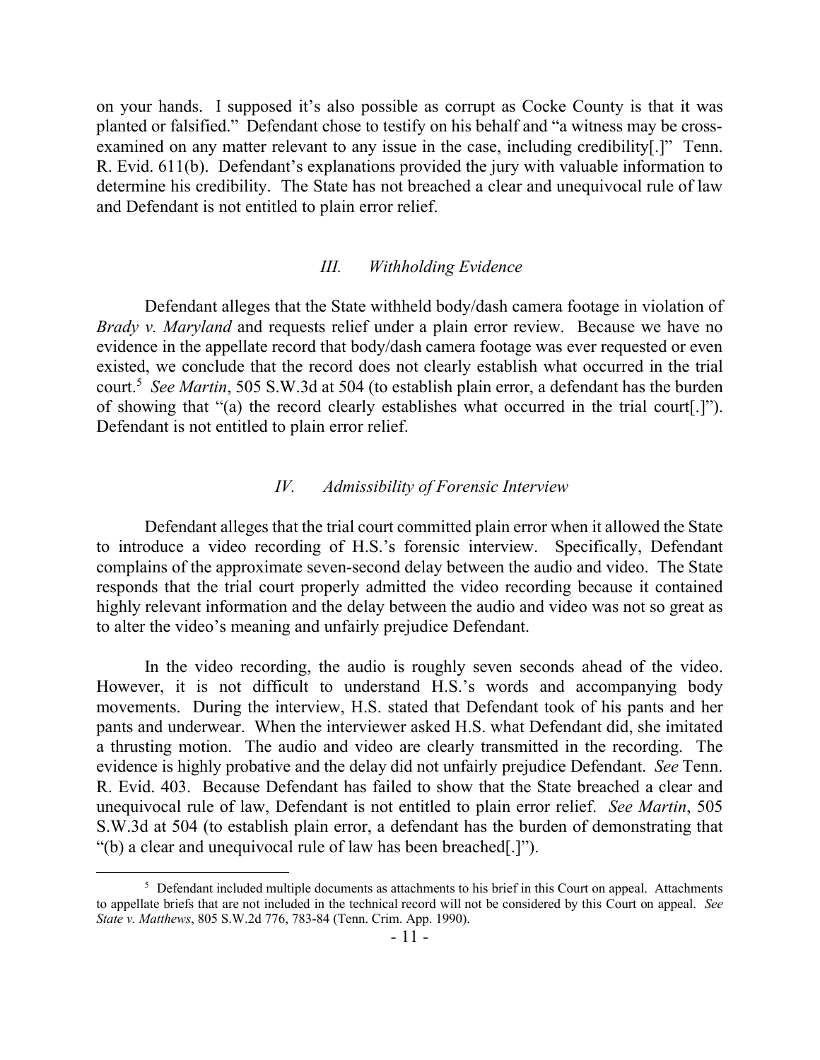on your hands. I supposed it's also possible as corrupt as Cocke County is that it was planted or falsified." Defendant chose to testify on his behalf and "a witness may be cross-examined on any matter relevant to any issue in the case, including credibility[.]" Tenn. R. Evid. 611(b). Defendant's explanations provided the jury with valuable information to determine his credibility. The State has not breached a clear and unequivocal rule of law and Defendant is not entitled to plain error relief.

## *III. Withholding Evidence*

Defendant alleges that the State withheld body/dash camera footage in violation of *Brady v. Maryland* and requests relief under a plain error review. Because we have no evidence in the appellate record that body/dash camera footage was ever requested or even existed, we conclude that the record does not clearly establish what occurred in the trial court.[5] *See Martin*, 505 S.W.3d at 504 (to establish plain error, a defendant has the burden of showing that "(a) the record clearly establishes what occurred in the trial court[.]"). Defendant is not entitled to plain error relief.

## *IV. Admissibility of Forensic Interview*

Defendant alleges that the trial court committed plain error when it allowed the State to introduce a video recording of H.S.'s forensic interview. Specifically, Defendant complains of the approximate seven-second delay between the audio and video. The State responds that the trial court properly admitted the video recording because it contained highly relevant information and the delay between the audio and video was not so great as to alter the video's meaning and unfairly prejudice Defendant.

In the video recording, the audio is roughly seven seconds ahead of the video. However, it is not difficult to understand H.S.'s words and accompanying body movements. During the interview, H.S. stated that Defendant took of his pants and her pants and underwear. When the interviewer asked H.S. what Defendant did, she imitated a thrusting motion. The audio and video are clearly transmitted in the recording. The evidence is highly probative and the delay did not unfairly prejudice Defendant. *See* Tenn. R. Evid. 403. Because Defendant has failed to show that the State breached a clear and unequivocal rule of law, Defendant is not entitled to plain error relief. *See Martin*, 505 S.W.3d at 504 (to establish plain error, a defendant has the burden of demonstrating that "(b) a clear and unequivocal rule of law has been breached[.]").

---

[5] Defendant included multiple documents as attachments to his brief in this Court on appeal. Attachments to appellate briefs that are not included in the technical record will not be considered by this Court on appeal. *See State v. Matthews*, 805 S.W.2d 776, 783-84 (Tenn. Crim. App. 1990).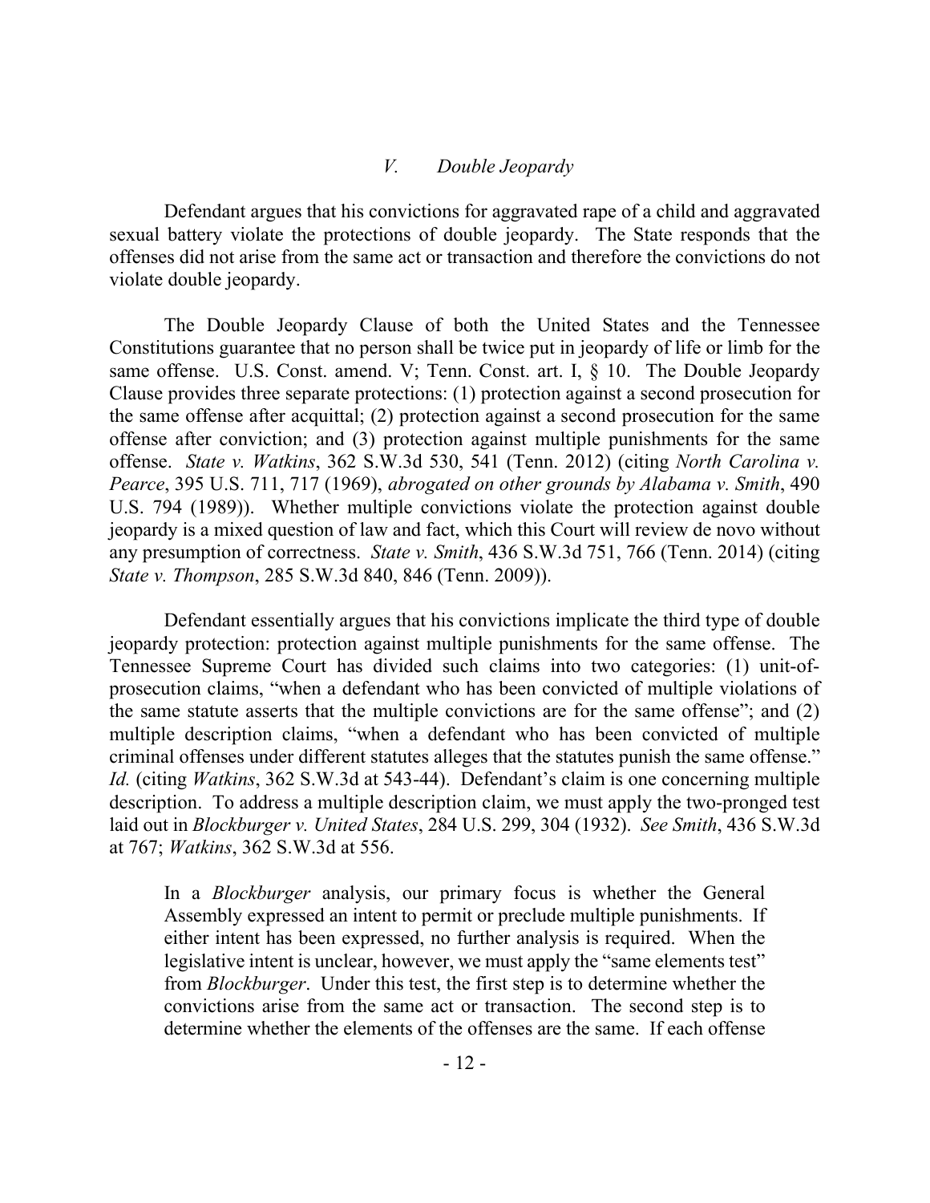### *V. Double Jeopardy*

Defendant argues that his convictions for aggravated rape of a child and aggravated sexual battery violate the protections of double jeopardy. The State responds that the offenses did not arise from the same act or transaction and therefore the convictions do not violate double jeopardy.

The Double Jeopardy Clause of both the United States and the Tennessee Constitutions guarantee that no person shall be twice put in jeopardy of life or limb for the same offense. U.S. Const. amend. V; Tenn. Const. art. I, § 10. The Double Jeopardy Clause provides three separate protections: (1) protection against a second prosecution for the same offense after acquittal; (2) protection against a second prosecution for the same offense after conviction; and (3) protection against multiple punishments for the same offense. *State v. Watkins*, 362 S.W.3d 530, 541 (Tenn. 2012) (citing *North Carolina v. Pearce*, 395 U.S. 711, 717 (1969), *abrogated on other grounds by Alabama v. Smith*, 490 U.S. 794 (1989)). Whether multiple convictions violate the protection against double jeopardy is a mixed question of law and fact, which this Court will review de novo without any presumption of correctness. *State v. Smith*, 436 S.W.3d 751, 766 (Tenn. 2014) (citing *State v. Thompson*, 285 S.W.3d 840, 846 (Tenn. 2009)).

Defendant essentially argues that his convictions implicate the third type of double jeopardy protection: protection against multiple punishments for the same offense. The Tennessee Supreme Court has divided such claims into two categories: (1) unit-of-prosecution claims, "when a defendant who has been convicted of multiple violations of the same statute asserts that the multiple convictions are for the same offense"; and (2) multiple description claims, "when a defendant who has been convicted of multiple criminal offenses under different statutes alleges that the statutes punish the same offense." *Id.* (citing *Watkins*, 362 S.W.3d at 543-44). Defendant's claim is one concerning multiple description. To address a multiple description claim, we must apply the two-pronged test laid out in *Blockburger v. United States*, 284 U.S. 299, 304 (1932). *See Smith*, 436 S.W.3d at 767; *Watkins*, 362 S.W.3d at 556.

> In a *Blockburger* analysis, our primary focus is whether the General Assembly expressed an intent to permit or preclude multiple punishments. If either intent has been expressed, no further analysis is required. When the legislative intent is unclear, however, we must apply the "same elements test" from *Blockburger*. Under this test, the first step is to determine whether the convictions arise from the same act or transaction. The second step is to determine whether the elements of the offenses are the same. If each offense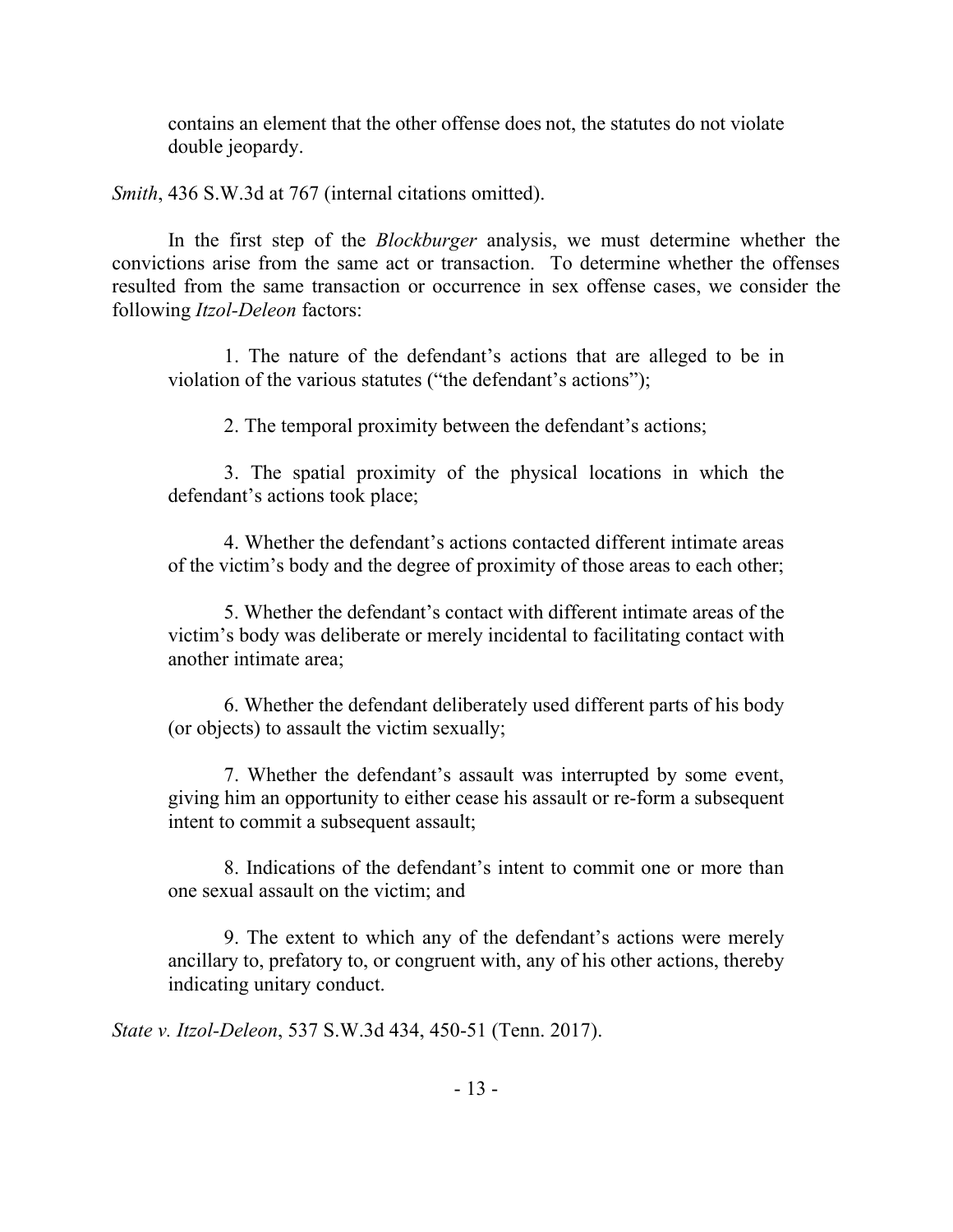> contains an element that the other offense does not, the statutes do not violate double jeopardy.

*Smith*, 436 S.W.3d at 767 (internal citations omitted).

In the first step of the *Blockburger* analysis, we must determine whether the convictions arise from the same act or transaction. To determine whether the offenses resulted from the same transaction or occurrence in sex offense cases, we consider the following *Itzol-Deleon* factors:

> 1. The nature of the defendant's actions that are alleged to be in violation of the various statutes ("the defendant's actions");
>
> 2. The temporal proximity between the defendant's actions;
>
> 3. The spatial proximity of the physical locations in which the defendant's actions took place;
>
> 4. Whether the defendant's actions contacted different intimate areas of the victim's body and the degree of proximity of those areas to each other;
>
> 5. Whether the defendant's contact with different intimate areas of the victim's body was deliberate or merely incidental to facilitating contact with another intimate area;
>
> 6. Whether the defendant deliberately used different parts of his body (or objects) to assault the victim sexually;
>
> 7. Whether the defendant's assault was interrupted by some event, giving him an opportunity to either cease his assault or re-form a subsequent intent to commit a subsequent assault;
>
> 8. Indications of the defendant's intent to commit one or more than one sexual assault on the victim; and
>
> 9. The extent to which any of the defendant's actions were merely ancillary to, prefatory to, or congruent with, any of his other actions, thereby indicating unitary conduct.

*State v. Itzol-Deleon*, 537 S.W.3d 434, 450-51 (Tenn. 2017).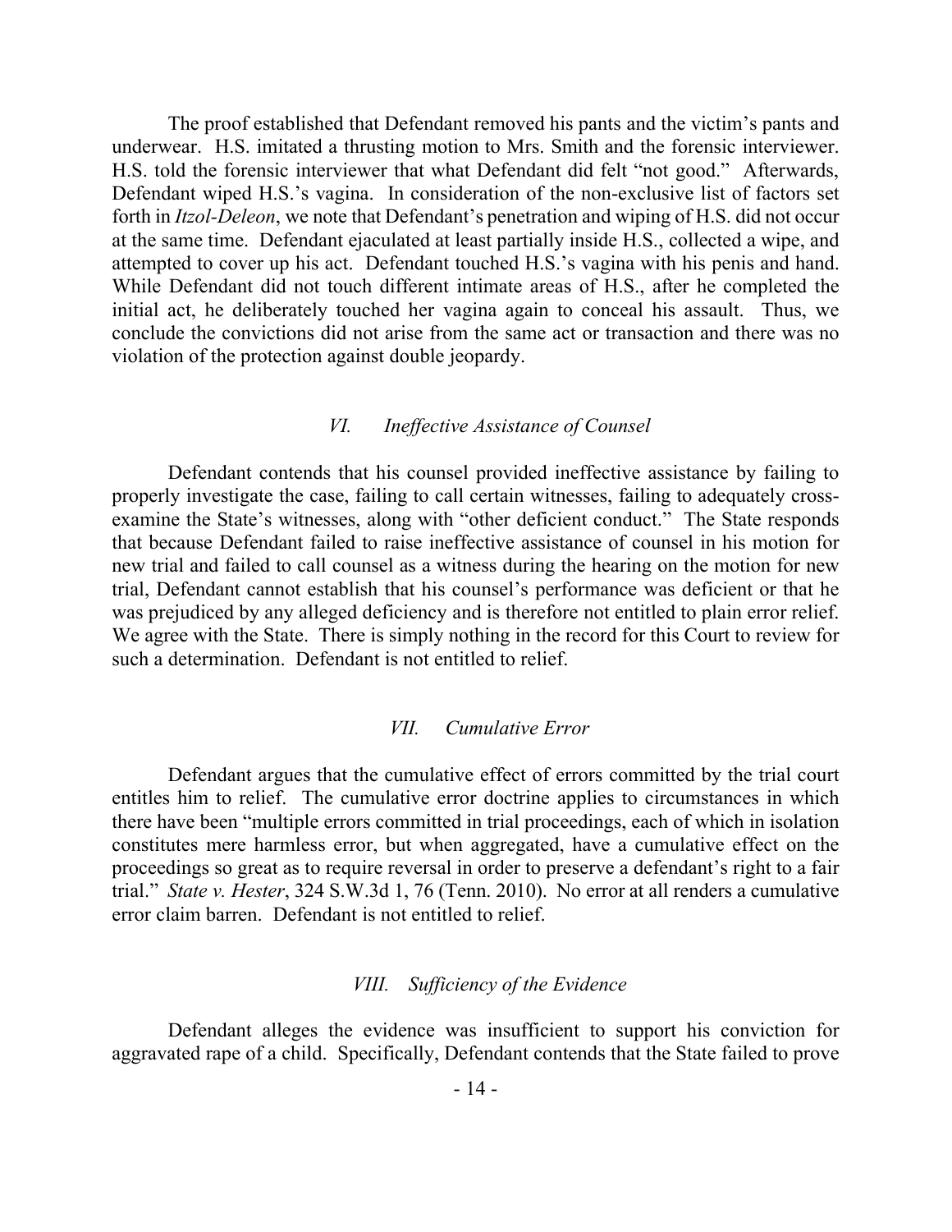The proof established that Defendant removed his pants and the victim's pants and underwear. H.S. imitated a thrusting motion to Mrs. Smith and the forensic interviewer. H.S. told the forensic interviewer that what Defendant did felt "not good." Afterwards, Defendant wiped H.S.'s vagina. In consideration of the non-exclusive list of factors set forth in *Itzol-Deleon*, we note that Defendant's penetration and wiping of H.S. did not occur at the same time. Defendant ejaculated at least partially inside H.S., collected a wipe, and attempted to cover up his act. Defendant touched H.S.'s vagina with his penis and hand. While Defendant did not touch different intimate areas of H.S., after he completed the initial act, he deliberately touched her vagina again to conceal his assault. Thus, we conclude the convictions did not arise from the same act or transaction and there was no violation of the protection against double jeopardy.

### *VI. Ineffective Assistance of Counsel*

Defendant contends that his counsel provided ineffective assistance by failing to properly investigate the case, failing to call certain witnesses, failing to adequately cross-examine the State's witnesses, along with "other deficient conduct." The State responds that because Defendant failed to raise ineffective assistance of counsel in his motion for new trial and failed to call counsel as a witness during the hearing on the motion for new trial, Defendant cannot establish that his counsel's performance was deficient or that he was prejudiced by any alleged deficiency and is therefore not entitled to plain error relief. We agree with the State. There is simply nothing in the record for this Court to review for such a determination. Defendant is not entitled to relief.

### *VII. Cumulative Error*

Defendant argues that the cumulative effect of errors committed by the trial court entitles him to relief. The cumulative error doctrine applies to circumstances in which there have been "multiple errors committed in trial proceedings, each of which in isolation constitutes mere harmless error, but when aggregated, have a cumulative effect on the proceedings so great as to require reversal in order to preserve a defendant's right to a fair trial." *State v. Hester*, 324 S.W.3d 1, 76 (Tenn. 2010). No error at all renders a cumulative error claim barren. Defendant is not entitled to relief.

### *VIII. Sufficiency of the Evidence*

Defendant alleges the evidence was insufficient to support his conviction for aggravated rape of a child. Specifically, Defendant contends that the State failed to prove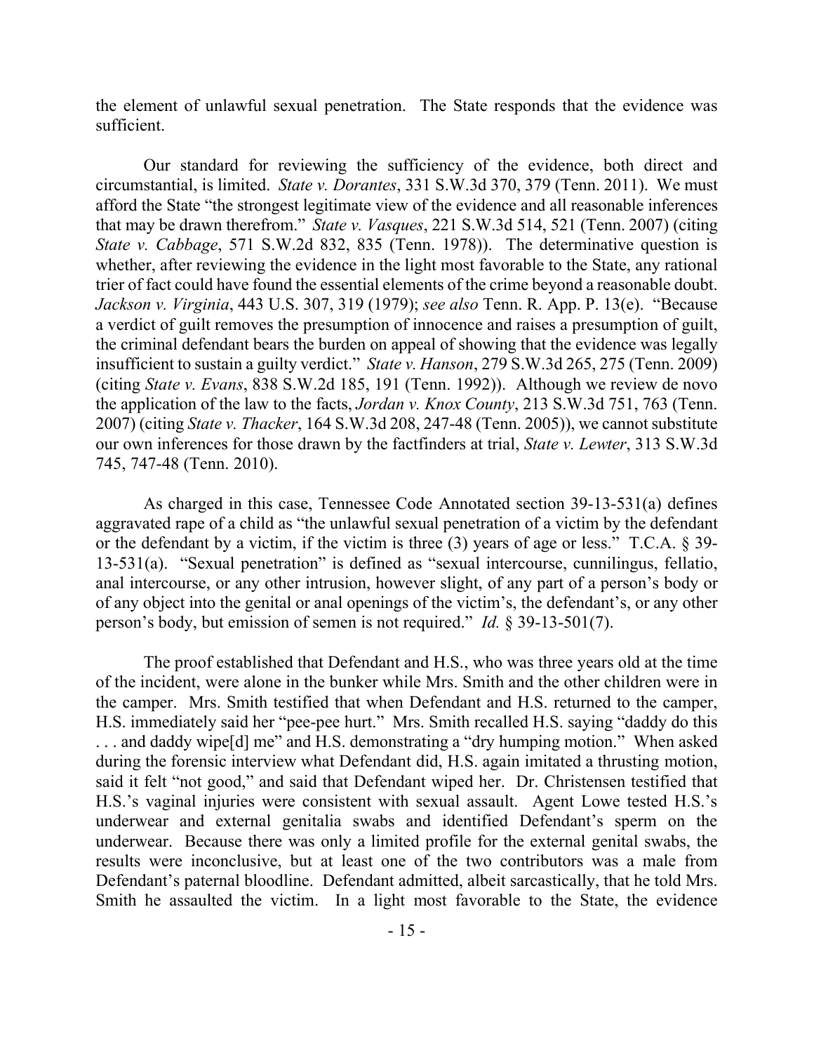the element of unlawful sexual penetration. The State responds that the evidence was sufficient.

Our standard for reviewing the sufficiency of the evidence, both direct and circumstantial, is limited. *State v. Dorantes*, 331 S.W.3d 370, 379 (Tenn. 2011). We must afford the State "the strongest legitimate view of the evidence and all reasonable inferences that may be drawn therefrom." *State v. Vasques*, 221 S.W.3d 514, 521 (Tenn. 2007) (citing *State v. Cabbage*, 571 S.W.2d 832, 835 (Tenn. 1978)). The determinative question is whether, after reviewing the evidence in the light most favorable to the State, any rational trier of fact could have found the essential elements of the crime beyond a reasonable doubt. *Jackson v. Virginia*, 443 U.S. 307, 319 (1979); *see also* Tenn. R. App. P. 13(e). "Because a verdict of guilt removes the presumption of innocence and raises a presumption of guilt, the criminal defendant bears the burden on appeal of showing that the evidence was legally insufficient to sustain a guilty verdict." *State v. Hanson*, 279 S.W.3d 265, 275 (Tenn. 2009) (citing *State v. Evans*, 838 S.W.2d 185, 191 (Tenn. 1992)). Although we review de novo the application of the law to the facts, *Jordan v. Knox County*, 213 S.W.3d 751, 763 (Tenn. 2007) (citing *State v. Thacker*, 164 S.W.3d 208, 247-48 (Tenn. 2005)), we cannot substitute our own inferences for those drawn by the factfinders at trial, *State v. Lewter*, 313 S.W.3d 745, 747-48 (Tenn. 2010).

As charged in this case, Tennessee Code Annotated section 39-13-531(a) defines aggravated rape of a child as "the unlawful sexual penetration of a victim by the defendant or the defendant by a victim, if the victim is three (3) years of age or less." T.C.A. § 39-13-531(a). "Sexual penetration" is defined as "sexual intercourse, cunnilingus, fellatio, anal intercourse, or any other intrusion, however slight, of any part of a person's body or of any object into the genital or anal openings of the victim's, the defendant's, or any other person's body, but emission of semen is not required." *Id.* § 39-13-501(7).

The proof established that Defendant and H.S., who was three years old at the time of the incident, were alone in the bunker while Mrs. Smith and the other children were in the camper. Mrs. Smith testified that when Defendant and H.S. returned to the camper, H.S. immediately said her "pee-pee hurt." Mrs. Smith recalled H.S. saying "daddy do this . . . and daddy wipe[d] me" and H.S. demonstrating a "dry humping motion." When asked during the forensic interview what Defendant did, H.S. again imitated a thrusting motion, said it felt "not good," and said that Defendant wiped her. Dr. Christensen testified that H.S.'s vaginal injuries were consistent with sexual assault. Agent Lowe tested H.S.'s underwear and external genitalia swabs and identified Defendant's sperm on the underwear. Because there was only a limited profile for the external genital swabs, the results were inconclusive, but at least one of the two contributors was a male from Defendant's paternal bloodline. Defendant admitted, albeit sarcastically, that he told Mrs. Smith he assaulted the victim. In a light most favorable to the State, the evidence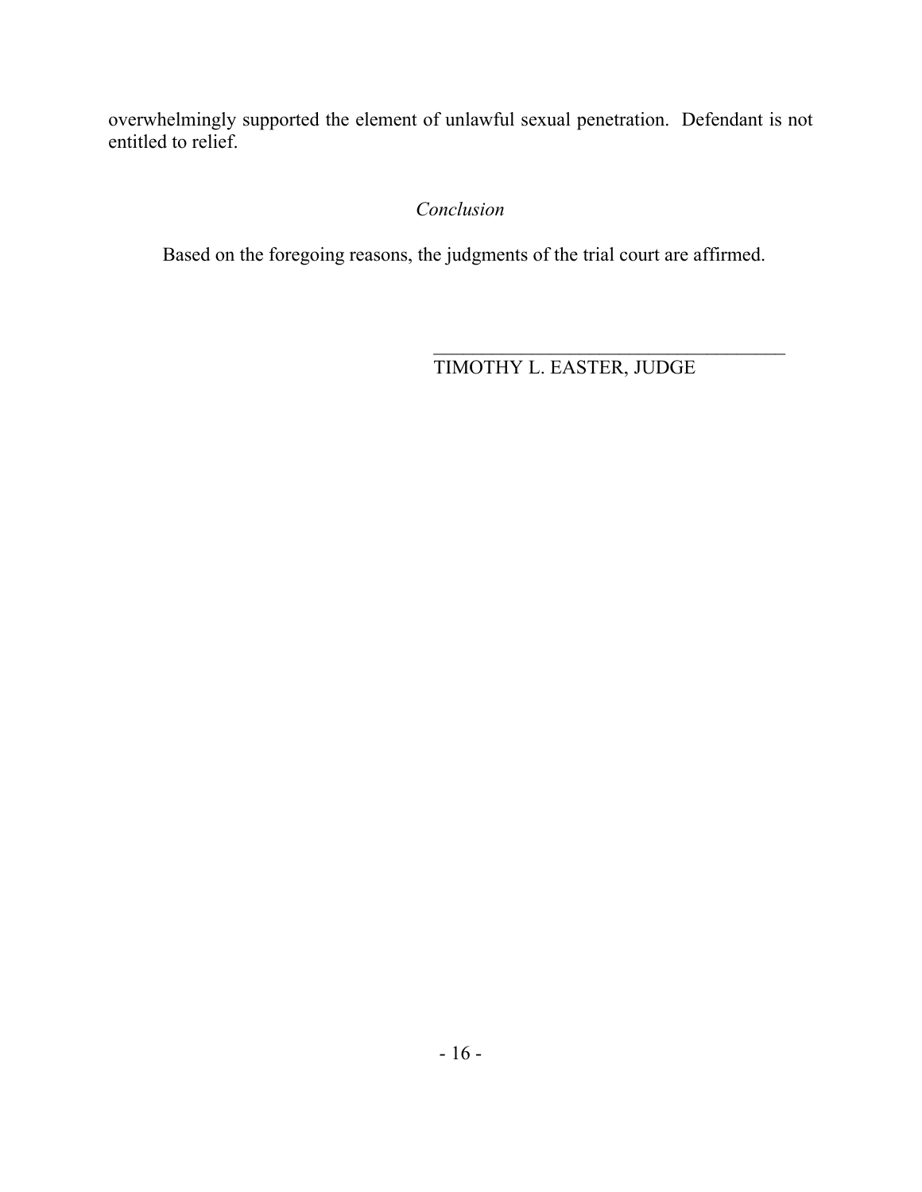overwhelmingly supported the element of unlawful sexual penetration. Defendant is not entitled to relief.

*Conclusion*

Based on the foregoing reasons, the judgments of the trial court are affirmed.

____________________________________
TIMOTHY L. EASTER, JUDGE